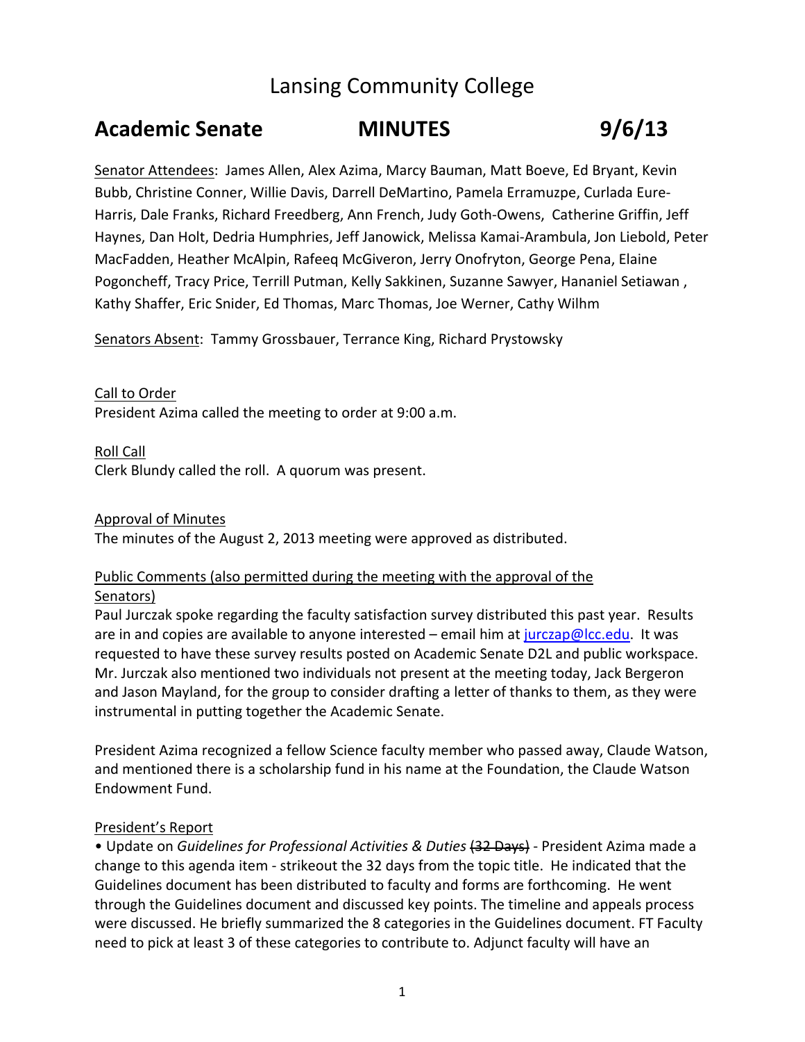# Lansing Community College

## Academic Senate MINUTES 9/6/13

Senator Attendees: James Allen, Alex Azima, Marcy Bauman, Matt Boeve, Ed Bryant, Kevin Bubb, Christine Conner, Willie Davis, Darrell DeMartino, Pamela Erramuzpe, Curlada Eure-Harris, Dale Franks, Richard Freedberg, Ann French, Judy Goth-Owens, Catherine Griffin, Jeff Haynes, Dan Holt, Dedria Humphries, Jeff Janowick, Melissa Kamai-Arambula, Jon Liebold, Peter MacFadden, Heather McAlpin, Rafeeq McGiveron, Jerry Onofryton, George Pena, Elaine Pogoncheff, Tracy Price, Terrill Putman, Kelly Sakkinen, Suzanne Sawyer, Hananiel Setiawan, Kathy Shaffer, Eric Snider, Ed Thomas, Marc Thomas, Joe Werner, Cathy Wilhm

Senators Absent: Tammy Grossbauer, Terrance King, Richard Prystowsky

Call to Order

President Azima called the meeting to order at 9:00 a.m.

Roll Call

Clerk Blundy called the roll. A quorum was present.

Approval of Minutes

The minutes of the August 2, 2013 meeting were approved as distributed.

Public Comments (also permitted during the meeting with the approval of the Senators)

Paul Jurczak spoke regarding the faculty satisfaction survey distributed this past year. Results are in and copies are available to anyone interested – email him at jurczap@lcc.edu. It was requested to have these survey results posted on Academic Senate D2L and public workspace. Mr. Jurczak also mentioned two individuals not present at the meeting today, Jack Bergeron and Jason Mayland, for the group to consider drafting a letter of thanks to them, as they were instrumental in putting together the Academic Senate.

President Azima recognized a fellow Science faculty member who passed away, Claude Watson, and mentioned there is a scholarship fund in his name at the Foundation, the Claude Watson Endowment Fund.

President's Report

- Update on *Guidelines for Professional Activities & Duties* ~~(32 Days)~~ - President Azima made a change to this agenda item - strikeout the 32 days from the topic title. He indicated that the Guidelines document has been distributed to faculty and forms are forthcoming. He went through the Guidelines document and discussed key points. The timeline and appeals process were discussed. He briefly summarized the 8 categories in the Guidelines document. FT Faculty need to pick at least 3 of these categories to contribute to. Adjunct faculty will have an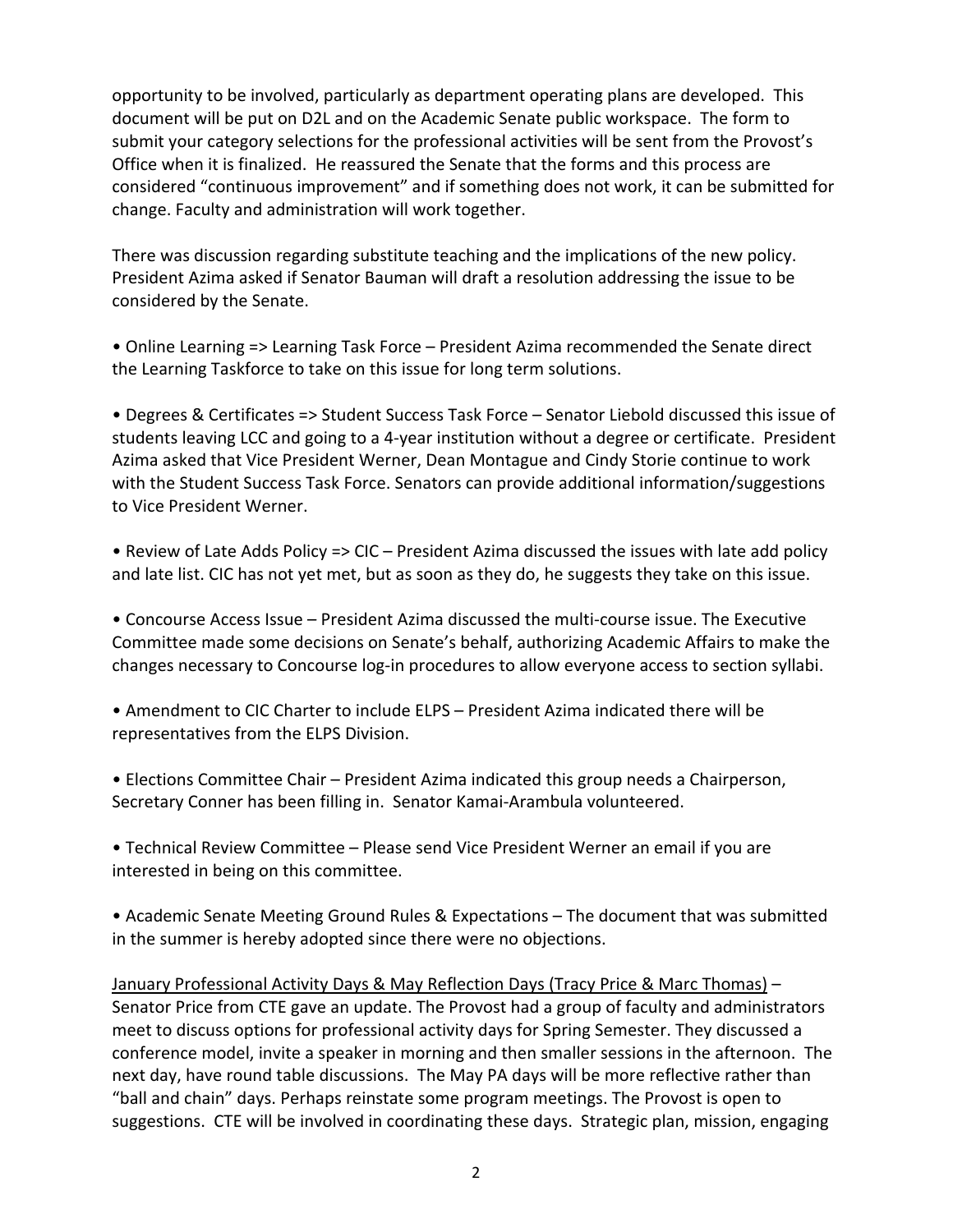opportunity to be involved, particularly as department operating plans are developed. This document will be put on D2L and on the Academic Senate public workspace. The form to submit your category selections for the professional activities will be sent from the Provost's Office when it is finalized. He reassured the Senate that the forms and this process are considered "continuous improvement" and if something does not work, it can be submitted for change. Faculty and administration will work together.

There was discussion regarding substitute teaching and the implications of the new policy. President Azima asked if Senator Bauman will draft a resolution addressing the issue to be considered by the Senate.

- Online Learning => Learning Task Force – President Azima recommended the Senate direct the Learning Taskforce to take on this issue for long term solutions.

- Degrees & Certificates => Student Success Task Force – Senator Liebold discussed this issue of students leaving LCC and going to a 4-year institution without a degree or certificate. President Azima asked that Vice President Werner, Dean Montague and Cindy Storie continue to work with the Student Success Task Force. Senators can provide additional information/suggestions to Vice President Werner.

- Review of Late Adds Policy => CIC – President Azima discussed the issues with late add policy and late list. CIC has not yet met, but as soon as they do, he suggests they take on this issue.

- Concourse Access Issue – President Azima discussed the multi-course issue. The Executive Committee made some decisions on Senate's behalf, authorizing Academic Affairs to make the changes necessary to Concourse log-in procedures to allow everyone access to section syllabi.

- Amendment to CIC Charter to include ELPS – President Azima indicated there will be representatives from the ELPS Division.

- Elections Committee Chair – President Azima indicated this group needs a Chairperson, Secretary Conner has been filling in. Senator Kamai-Arambula volunteered.

- Technical Review Committee – Please send Vice President Werner an email if you are interested in being on this committee.

- Academic Senate Meeting Ground Rules & Expectations – The document that was submitted in the summer is hereby adopted since there were no objections.

<u>January Professional Activity Days & May Reflection Days (Tracy Price & Marc Thomas)</u> – Senator Price from CTE gave an update. The Provost had a group of faculty and administrators meet to discuss options for professional activity days for Spring Semester. They discussed a conference model, invite a speaker in morning and then smaller sessions in the afternoon. The next day, have round table discussions. The May PA days will be more reflective rather than "ball and chain" days. Perhaps reinstate some program meetings. The Provost is open to suggestions. CTE will be involved in coordinating these days. Strategic plan, mission, engaging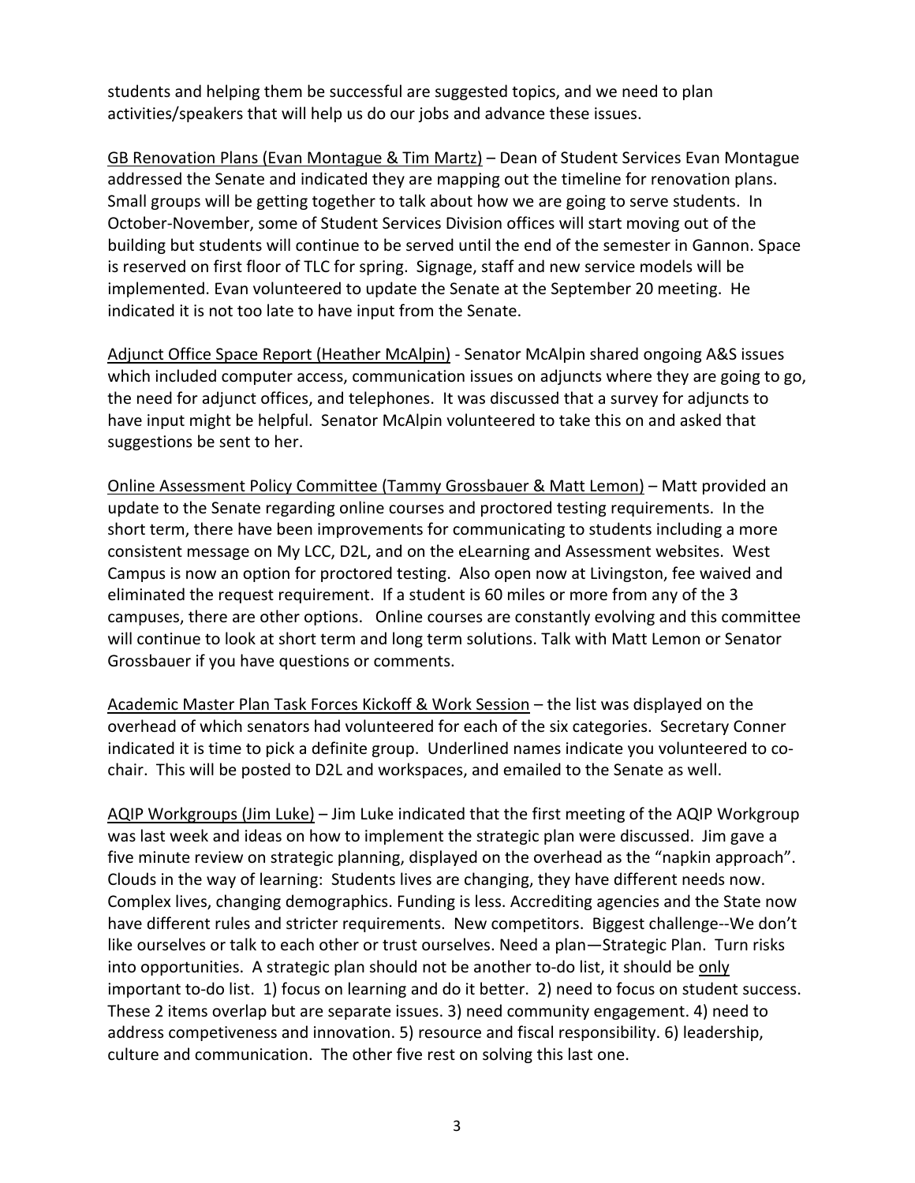students and helping them be successful are suggested topics, and we need to plan activities/speakers that will help us do our jobs and advance these issues.

<u>GB Renovation Plans (Evan Montague & Tim Martz)</u> – Dean of Student Services Evan Montague addressed the Senate and indicated they are mapping out the timeline for renovation plans. Small groups will be getting together to talk about how we are going to serve students. In October-November, some of Student Services Division offices will start moving out of the building but students will continue to be served until the end of the semester in Gannon. Space is reserved on first floor of TLC for spring. Signage, staff and new service models will be implemented. Evan volunteered to update the Senate at the September 20 meeting. He indicated it is not too late to have input from the Senate.

<u>Adjunct Office Space Report (Heather McAlpin)</u> - Senator McAlpin shared ongoing A&S issues which included computer access, communication issues on adjuncts where they are going to go, the need for adjunct offices, and telephones. It was discussed that a survey for adjuncts to have input might be helpful. Senator McAlpin volunteered to take this on and asked that suggestions be sent to her.

<u>Online Assessment Policy Committee (Tammy Grossbauer & Matt Lemon)</u> – Matt provided an update to the Senate regarding online courses and proctored testing requirements. In the short term, there have been improvements for communicating to students including a more consistent message on My LCC, D2L, and on the eLearning and Assessment websites. West Campus is now an option for proctored testing. Also open now at Livingston, fee waived and eliminated the request requirement. If a student is 60 miles or more from any of the 3 campuses, there are other options. Online courses are constantly evolving and this committee will continue to look at short term and long term solutions. Talk with Matt Lemon or Senator Grossbauer if you have questions or comments.

<u>Academic Master Plan Task Forces Kickoff & Work Session</u> – the list was displayed on the overhead of which senators had volunteered for each of the six categories. Secretary Conner indicated it is time to pick a definite group. Underlined names indicate you volunteered to co-chair. This will be posted to D2L and workspaces, and emailed to the Senate as well.

<u>AQIP Workgroups (Jim Luke)</u> – Jim Luke indicated that the first meeting of the AQIP Workgroup was last week and ideas on how to implement the strategic plan were discussed. Jim gave a five minute review on strategic planning, displayed on the overhead as the "napkin approach". Clouds in the way of learning: Students lives are changing, they have different needs now. Complex lives, changing demographics. Funding is less. Accrediting agencies and the State now have different rules and stricter requirements. New competitors. Biggest challenge--We don't like ourselves or talk to each other or trust ourselves. Need a plan—Strategic Plan. Turn risks into opportunities. A strategic plan should not be another to-do list, it should be <u>only</u> important to-do list. 1) focus on learning and do it better. 2) need to focus on student success. These 2 items overlap but are separate issues. 3) need community engagement. 4) need to address competiveness and innovation. 5) resource and fiscal responsibility. 6) leadership, culture and communication. The other five rest on solving this last one.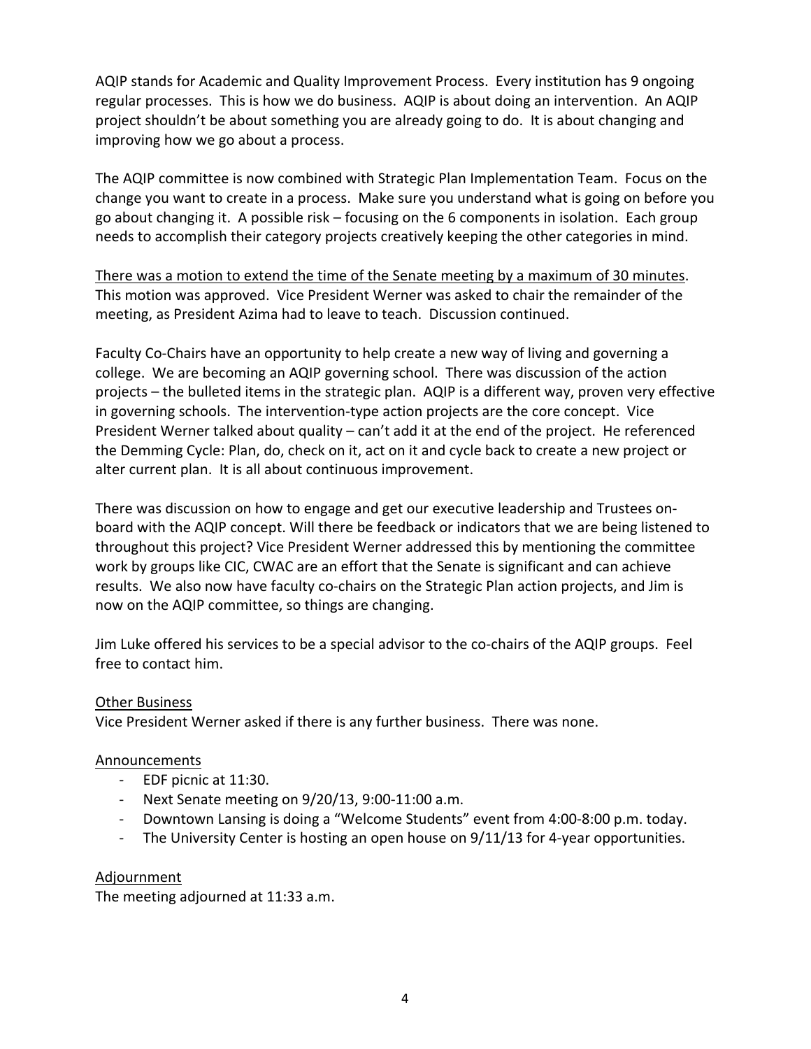AQIP stands for Academic and Quality Improvement Process. Every institution has 9 ongoing regular processes. This is how we do business. AQIP is about doing an intervention. An AQIP project shouldn't be about something you are already going to do. It is about changing and improving how we go about a process.

The AQIP committee is now combined with Strategic Plan Implementation Team. Focus on the change you want to create in a process. Make sure you understand what is going on before you go about changing it. A possible risk – focusing on the 6 components in isolation. Each group needs to accomplish their category projects creatively keeping the other categories in mind.

<u>There was a motion to extend the time of the Senate meeting by a maximum of 30 minutes</u>. This motion was approved. Vice President Werner was asked to chair the remainder of the meeting, as President Azima had to leave to teach. Discussion continued.

Faculty Co-Chairs have an opportunity to help create a new way of living and governing a college. We are becoming an AQIP governing school. There was discussion of the action projects – the bulleted items in the strategic plan. AQIP is a different way, proven very effective in governing schools. The intervention-type action projects are the core concept. Vice President Werner talked about quality – can't add it at the end of the project. He referenced the Demming Cycle: Plan, do, check on it, act on it and cycle back to create a new project or alter current plan. It is all about continuous improvement.

There was discussion on how to engage and get our executive leadership and Trustees on-board with the AQIP concept. Will there be feedback or indicators that we are being listened to throughout this project? Vice President Werner addressed this by mentioning the committee work by groups like CIC, CWAC are an effort that the Senate is significant and can achieve results. We also now have faculty co-chairs on the Strategic Plan action projects, and Jim is now on the AQIP committee, so things are changing.

Jim Luke offered his services to be a special advisor to the co-chairs of the AQIP groups. Feel free to contact him.

<u>Other Business</u>

Vice President Werner asked if there is any further business. There was none.

<u>Announcements</u>

- EDF picnic at 11:30.
- Next Senate meeting on 9/20/13, 9:00-11:00 a.m.
- Downtown Lansing is doing a "Welcome Students" event from 4:00-8:00 p.m. today.
- The University Center is hosting an open house on 9/11/13 for 4-year opportunities.

<u>Adjournment</u>

The meeting adjourned at 11:33 a.m.